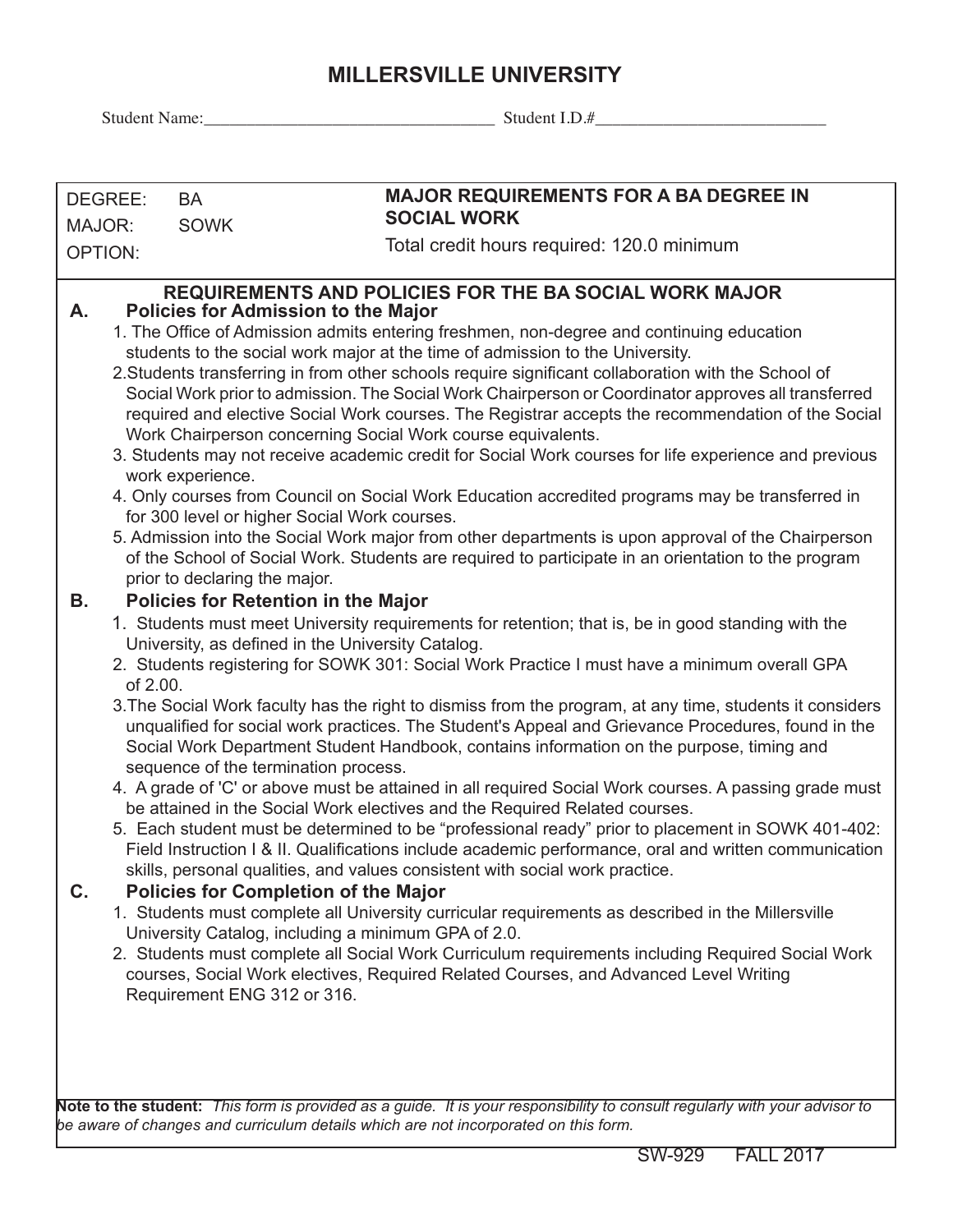# MILLERSVILLE UNIVERSITY

Student Name:\_\_\_\_\_\_\_\_\_\_\_\_\_\_\_\_\_\_\_\_\_\_\_\_\_\_\_\_\_\_\_\_\_\_ Student I.D.#\_\_\_\_\_\_\_\_\_\_\_\_\_\_\_\_\_\_\_\_\_\_\_\_\_\_\_

| DEGREE: BA<br>MAJOR: SOWK<br>OPTION: | **MAJOR REQUIREMENTS FOR A BA DEGREE IN SOCIAL WORK**<br>Total credit hours required: 120.0 minimum |
| --- | --- |

## REQUIREMENTS AND POLICIES FOR THE BA SOCIAL WORK MAJOR

### A. Policies for Admission to the Major

1. The Office of Admission admits entering freshmen, non-degree and continuing education students to the social work major at the time of admission to the University.
2. Students transferring in from other schools require significant collaboration with the School of Social Work prior to admission. The Social Work Chairperson or Coordinator approves all transferred required and elective Social Work courses. The Registrar accepts the recommendation of the Social Work Chairperson concerning Social Work course equivalents.
3. Students may not receive academic credit for Social Work courses for life experience and previous work experience.
4. Only courses from Council on Social Work Education accredited programs may be transferred in for 300 level or higher Social Work courses.
5. Admission into the Social Work major from other departments is upon approval of the Chairperson of the School of Social Work. Students are required to participate in an orientation to the program prior to declaring the major.

### B. Policies for Retention in the Major

1. Students must meet University requirements for retention; that is, be in good standing with the University, as defined in the University Catalog.
2. Students registering for SOWK 301: Social Work Practice I must have a minimum overall GPA of 2.00.
3. The Social Work faculty has the right to dismiss from the program, at any time, students it considers unqualified for social work practices. The Student's Appeal and Grievance Procedures, found in the Social Work Department Student Handbook, contains information on the purpose, timing and sequence of the termination process.
4. A grade of 'C' or above must be attained in all required Social Work courses. A passing grade must be attained in the Social Work electives and the Required Related courses.
5. Each student must be determined to be "professional ready" prior to placement in SOWK 401-402: Field Instruction I & II. Qualifications include academic performance, oral and written communication skills, personal qualities, and values consistent with social work practice.

### C. Policies for Completion of the Major

1. Students must complete all University curricular requirements as described in the Millersville University Catalog, including a minimum GPA of 2.0.
2. Students must complete all Social Work Curriculum requirements including Required Social Work courses, Social Work electives, Required Related Courses, and Advanced Level Writing Requirement ENG 312 or 316.

**Note to the student:** *This form is provided as a guide. It is your responsibility to consult regularly with your advisor to be aware of changes and curriculum details which are not incorporated on this form.*

SW-929 FALL 2017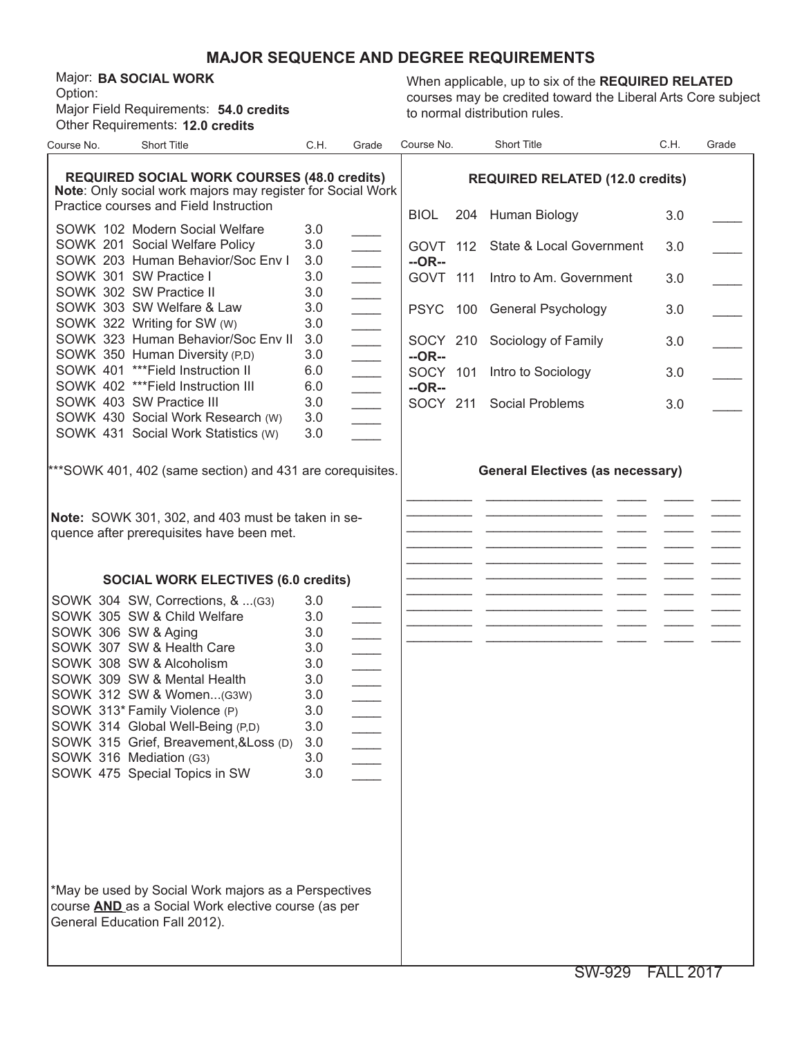# MAJOR SEQUENCE AND DEGREE REQUIREMENTS

Major: **BA SOCIAL WORK**
Option:
Major Field Requirements: **54.0 credits**
Other Requirements: **12.0 credits**

When applicable, up to six of the **REQUIRED RELATED** courses may be credited toward the Liberal Arts Core subject to normal distribution rules.

## REQUIRED SOCIAL WORK COURSES (48.0 credits)

**Note**: Only social work majors may register for Social Work Practice courses and Field Instruction

| Course No. | Short Title | C.H. | Grade |
|---|---|---|---|
| SOWK 102 | Modern Social Welfare | 3.0 | ____ |
| SOWK 201 | Social Welfare Policy | 3.0 | ____ |
| SOWK 203 | Human Behavior/Soc Env I | 3.0 | ____ |
| SOWK 301 | SW Practice I | 3.0 | ____ |
| SOWK 302 | SW Practice II | 3.0 | ____ |
| SOWK 303 | SW Welfare & Law | 3.0 | ____ |
| SOWK 322 | Writing for SW (W) | 3.0 | ____ |
| SOWK 323 | Human Behavior/Soc Env II | 3.0 | ____ |
| SOWK 350 | Human Diversity (P,D) | 3.0 | ____ |
| SOWK 401 | ***Field Instruction II | 6.0 | ____ |
| SOWK 402 | ***Field Instruction III | 6.0 | ____ |
| SOWK 403 | SW Practice III | 3.0 | ____ |
| SOWK 430 | Social Work Research (W) | 3.0 | ____ |
| SOWK 431 | Social Work Statistics (W) | 3.0 | ____ |

***SOWK 401, 402 (same section) and 431 are corequisites.

**Note:** SOWK 301, 302, and 403 must be taken in sequence after prerequisites have been met.

## SOCIAL WORK ELECTIVES (6.0 credits)

| Course No. | Short Title | C.H. | Grade |
|---|---|---|---|
| SOWK 304 | SW, Corrections, & ...(G3) | 3.0 | ____ |
| SOWK 305 | SW & Child Welfare | 3.0 | ____ |
| SOWK 306 | SW & Aging | 3.0 | ____ |
| SOWK 307 | SW & Health Care | 3.0 | ____ |
| SOWK 308 | SW & Alcoholism | 3.0 | ____ |
| SOWK 309 | SW & Mental Health | 3.0 | ____ |
| SOWK 312 | SW & Women...(G3W) | 3.0 | ____ |
| SOWK 313* | Family Violence (P) | 3.0 | ____ |
| SOWK 314 | Global Well-Being (P,D) | 3.0 | ____ |
| SOWK 315 | Grief, Breavement,&Loss (D) | 3.0 | ____ |
| SOWK 316 | Mediation (G3) | 3.0 | ____ |
| SOWK 475 | Special Topics in SW | 3.0 | ____ |

*May be used by Social Work majors as a Perspectives course **AND** as a Social Work elective course (as per General Education Fall 2012).

## REQUIRED RELATED (12.0 credits)

| Course No. | Short Title | C.H. | Grade |
|---|---|---|---|
| BIOL 204 | Human Biology | 3.0 | ____ |
| GOVT 112 | State & Local Government | 3.0 | ____ |
| --OR-- | | | |
| GOVT 111 | Intro to Am. Government | 3.0 | ____ |
| PSYC 100 | General Psychology | 3.0 | ____ |
| SOCY 210 | Sociology of Family | 3.0 | ____ |
| --OR-- | | | |
| SOCY 101 | Intro to Sociology | 3.0 | ____ |
| --OR-- | | | |
| SOCY 211 | Social Problems | 3.0 | ____ |

## General Electives (as necessary)

| Course No. | Short Title | | C.H. | Grade |
|---|---|---|---|---|
| ________ | ______________ | ____ | ____ | ____ |
| ________ | ______________ | ____ | ____ | ____ |
| ________ | ______________ | ____ | ____ | ____ |
| ________ | ______________ | ____ | ____ | ____ |
| ________ | ______________ | ____ | ____ | ____ |
| ________ | ______________ | ____ | ____ | ____ |
| ________ | ______________ | ____ | ____ | ____ |
| ________ | ______________ | ____ | ____ | ____ |
| ________ | ______________ | ____ | ____ | ____ |
| ________ | ______________ | ____ | ____ | ____ |

SW-929 FALL 2017